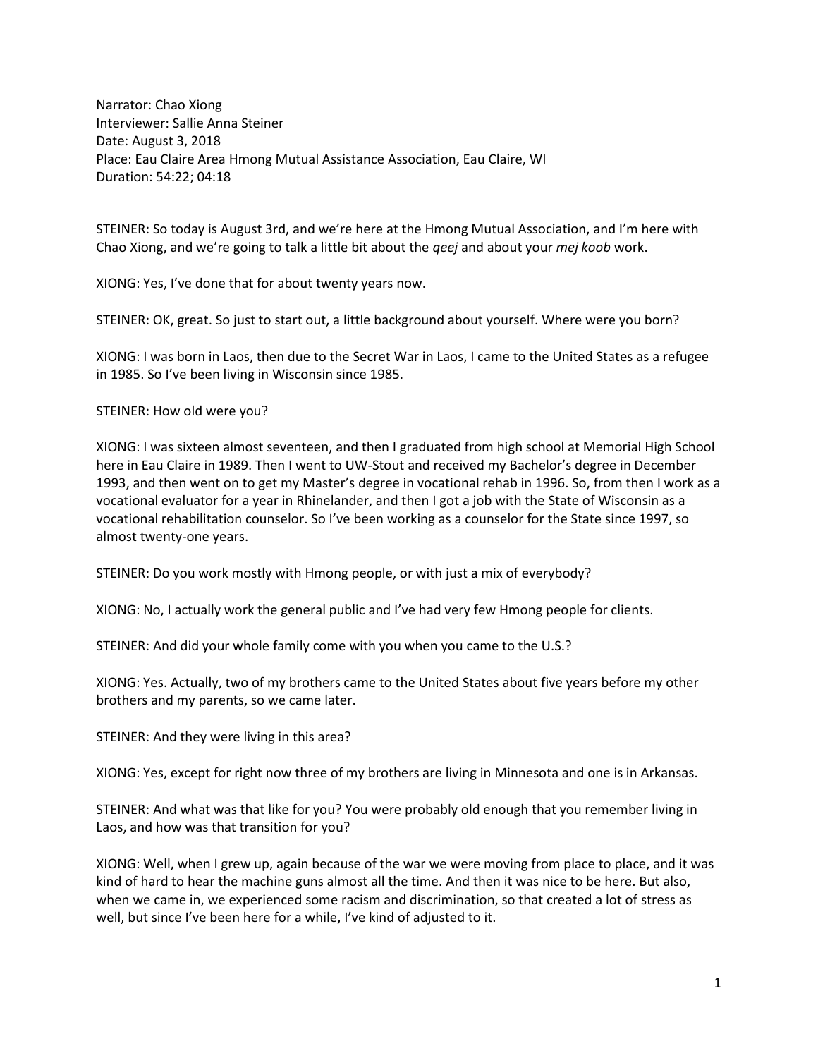Narrator: Chao Xiong
Interviewer: Sallie Anna Steiner
Date: August 3, 2018
Place: Eau Claire Area Hmong Mutual Assistance Association, Eau Claire, WI
Duration: 54:22; 04:18

STEINER: So today is August 3rd, and we're here at the Hmong Mutual Association, and I'm here with Chao Xiong, and we're going to talk a little bit about the *qeej* and about your *mej koob* work.

XIONG: Yes, I've done that for about twenty years now.

STEINER: OK, great. So just to start out, a little background about yourself. Where were you born?

XIONG: I was born in Laos, then due to the Secret War in Laos, I came to the United States as a refugee in 1985. So I've been living in Wisconsin since 1985.

STEINER: How old were you?

XIONG: I was sixteen almost seventeen, and then I graduated from high school at Memorial High School here in Eau Claire in 1989. Then I went to UW-Stout and received my Bachelor's degree in December 1993, and then went on to get my Master's degree in vocational rehab in 1996. So, from then I work as a vocational evaluator for a year in Rhinelander, and then I got a job with the State of Wisconsin as a vocational rehabilitation counselor. So I've been working as a counselor for the State since 1997, so almost twenty-one years.

STEINER: Do you work mostly with Hmong people, or with just a mix of everybody?

XIONG: No, I actually work the general public and I've had very few Hmong people for clients.

STEINER: And did your whole family come with you when you came to the U.S.?

XIONG: Yes. Actually, two of my brothers came to the United States about five years before my other brothers and my parents, so we came later.

STEINER: And they were living in this area?

XIONG: Yes, except for right now three of my brothers are living in Minnesota and one is in Arkansas.

STEINER: And what was that like for you? You were probably old enough that you remember living in Laos, and how was that transition for you?

XIONG: Well, when I grew up, again because of the war we were moving from place to place, and it was kind of hard to hear the machine guns almost all the time. And then it was nice to be here. But also, when we came in, we experienced some racism and discrimination, so that created a lot of stress as well, but since I've been here for a while, I've kind of adjusted to it.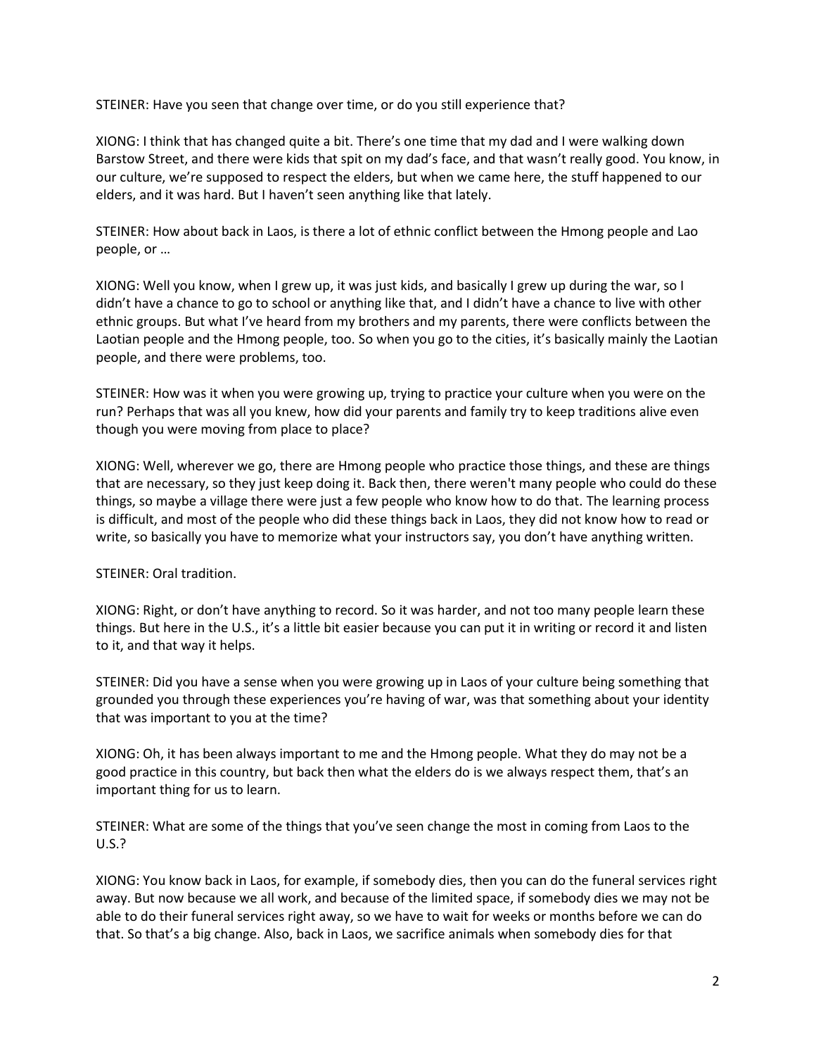STEINER: Have you seen that change over time, or do you still experience that?

XIONG: I think that has changed quite a bit. There's one time that my dad and I were walking down Barstow Street, and there were kids that spit on my dad's face, and that wasn't really good. You know, in our culture, we're supposed to respect the elders, but when we came here, the stuff happened to our elders, and it was hard. But I haven't seen anything like that lately.

STEINER: How about back in Laos, is there a lot of ethnic conflict between the Hmong people and Lao people, or …

XIONG: Well you know, when I grew up, it was just kids, and basically I grew up during the war, so I didn't have a chance to go to school or anything like that, and I didn't have a chance to live with other ethnic groups. But what I've heard from my brothers and my parents, there were conflicts between the Laotian people and the Hmong people, too. So when you go to the cities, it's basically mainly the Laotian people, and there were problems, too.

STEINER: How was it when you were growing up, trying to practice your culture when you were on the run? Perhaps that was all you knew, how did your parents and family try to keep traditions alive even though you were moving from place to place?

XIONG: Well, wherever we go, there are Hmong people who practice those things, and these are things that are necessary, so they just keep doing it. Back then, there weren't many people who could do these things, so maybe a village there were just a few people who know how to do that. The learning process is difficult, and most of the people who did these things back in Laos, they did not know how to read or write, so basically you have to memorize what your instructors say, you don't have anything written.

STEINER: Oral tradition.

XIONG: Right, or don't have anything to record. So it was harder, and not too many people learn these things. But here in the U.S., it's a little bit easier because you can put it in writing or record it and listen to it, and that way it helps.

STEINER: Did you have a sense when you were growing up in Laos of your culture being something that grounded you through these experiences you're having of war, was that something about your identity that was important to you at the time?

XIONG: Oh, it has been always important to me and the Hmong people. What they do may not be a good practice in this country, but back then what the elders do is we always respect them, that's an important thing for us to learn.

STEINER: What are some of the things that you've seen change the most in coming from Laos to the U.S.?

XIONG: You know back in Laos, for example, if somebody dies, then you can do the funeral services right away. But now because we all work, and because of the limited space, if somebody dies we may not be able to do their funeral services right away, so we have to wait for weeks or months before we can do that. So that's a big change. Also, back in Laos, we sacrifice animals when somebody dies for that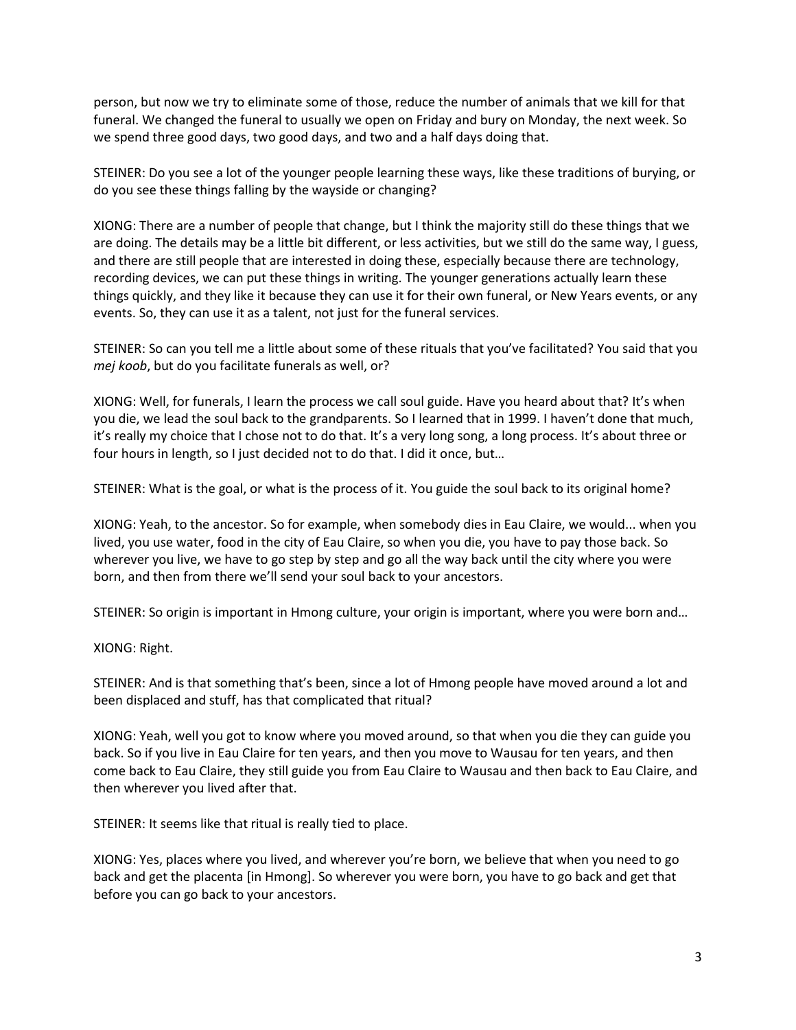person, but now we try to eliminate some of those, reduce the number of animals that we kill for that funeral. We changed the funeral to usually we open on Friday and bury on Monday, the next week. So we spend three good days, two good days, and two and a half days doing that.

STEINER: Do you see a lot of the younger people learning these ways, like these traditions of burying, or do you see these things falling by the wayside or changing?

XIONG: There are a number of people that change, but I think the majority still do these things that we are doing. The details may be a little bit different, or less activities, but we still do the same way, I guess, and there are still people that are interested in doing these, especially because there are technology, recording devices, we can put these things in writing. The younger generations actually learn these things quickly, and they like it because they can use it for their own funeral, or New Years events, or any events. So, they can use it as a talent, not just for the funeral services.

STEINER: So can you tell me a little about some of these rituals that you've facilitated? You said that you *mej koob*, but do you facilitate funerals as well, or?

XIONG: Well, for funerals, I learn the process we call soul guide. Have you heard about that? It's when you die, we lead the soul back to the grandparents. So I learned that in 1999. I haven't done that much, it's really my choice that I chose not to do that. It's a very long song, a long process. It's about three or four hours in length, so I just decided not to do that. I did it once, but…

STEINER: What is the goal, or what is the process of it. You guide the soul back to its original home?

XIONG: Yeah, to the ancestor. So for example, when somebody dies in Eau Claire, we would... when you lived, you use water, food in the city of Eau Claire, so when you die, you have to pay those back. So wherever you live, we have to go step by step and go all the way back until the city where you were born, and then from there we'll send your soul back to your ancestors.

STEINER: So origin is important in Hmong culture, your origin is important, where you were born and…

XIONG: Right.

STEINER: And is that something that's been, since a lot of Hmong people have moved around a lot and been displaced and stuff, has that complicated that ritual?

XIONG: Yeah, well you got to know where you moved around, so that when you die they can guide you back. So if you live in Eau Claire for ten years, and then you move to Wausau for ten years, and then come back to Eau Claire, they still guide you from Eau Claire to Wausau and then back to Eau Claire, and then wherever you lived after that.

STEINER: It seems like that ritual is really tied to place.

XIONG: Yes, places where you lived, and wherever you're born, we believe that when you need to go back and get the placenta [in Hmong]. So wherever you were born, you have to go back and get that before you can go back to your ancestors.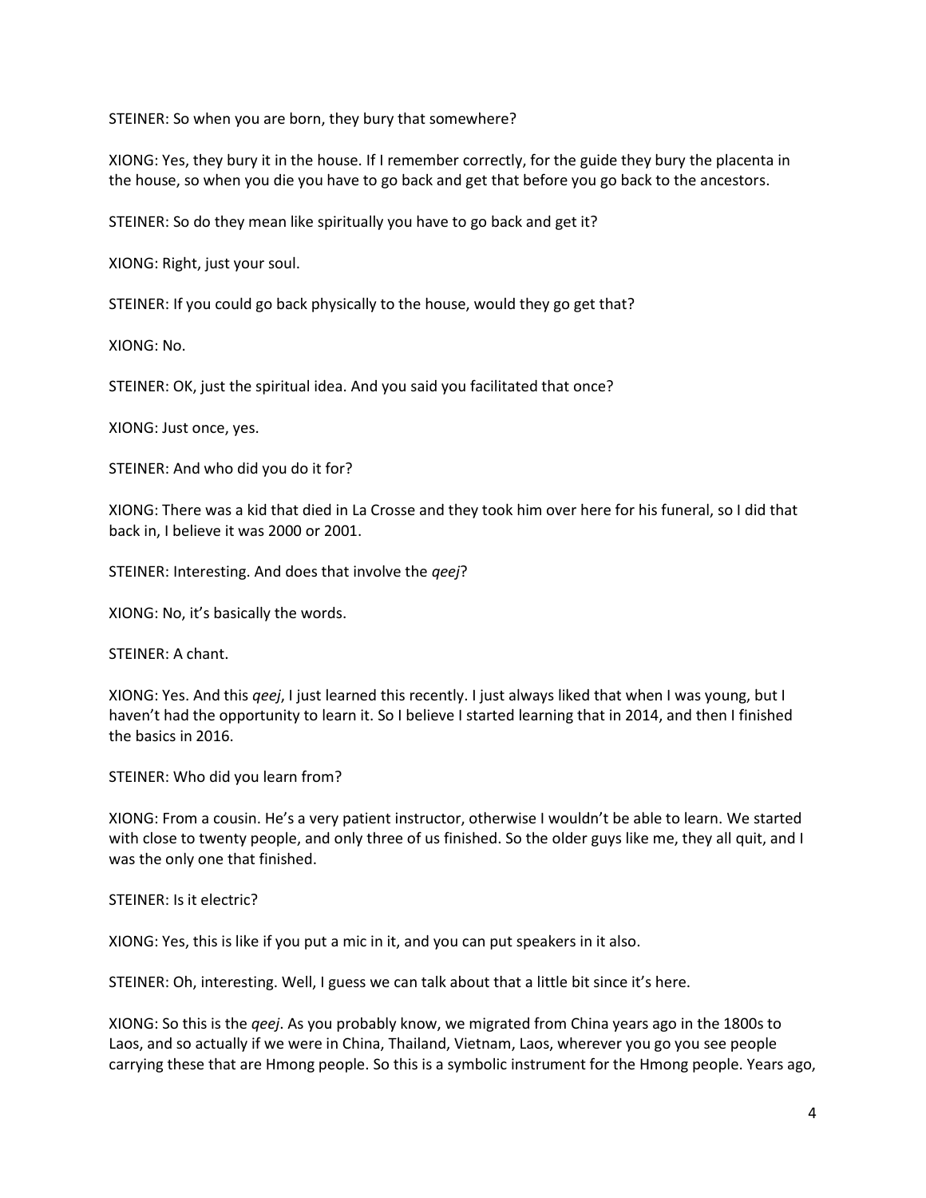STEINER: So when you are born, they bury that somewhere?

XIONG: Yes, they bury it in the house. If I remember correctly, for the guide they bury the placenta in the house, so when you die you have to go back and get that before you go back to the ancestors.

STEINER: So do they mean like spiritually you have to go back and get it?

XIONG: Right, just your soul.

STEINER: If you could go back physically to the house, would they go get that?

XIONG: No.

STEINER: OK, just the spiritual idea. And you said you facilitated that once?

XIONG: Just once, yes.

STEINER: And who did you do it for?

XIONG: There was a kid that died in La Crosse and they took him over here for his funeral, so I did that back in, I believe it was 2000 or 2001.

STEINER: Interesting. And does that involve the *qeej*?

XIONG: No, it's basically the words.

STEINER: A chant.

XIONG: Yes. And this *qeej*, I just learned this recently. I just always liked that when I was young, but I haven't had the opportunity to learn it. So I believe I started learning that in 2014, and then I finished the basics in 2016.

STEINER: Who did you learn from?

XIONG: From a cousin. He's a very patient instructor, otherwise I wouldn't be able to learn. We started with close to twenty people, and only three of us finished. So the older guys like me, they all quit, and I was the only one that finished.

STEINER: Is it electric?

XIONG: Yes, this is like if you put a mic in it, and you can put speakers in it also.

STEINER: Oh, interesting. Well, I guess we can talk about that a little bit since it's here.

XIONG: So this is the *qeej*. As you probably know, we migrated from China years ago in the 1800s to Laos, and so actually if we were in China, Thailand, Vietnam, Laos, wherever you go you see people carrying these that are Hmong people. So this is a symbolic instrument for the Hmong people. Years ago,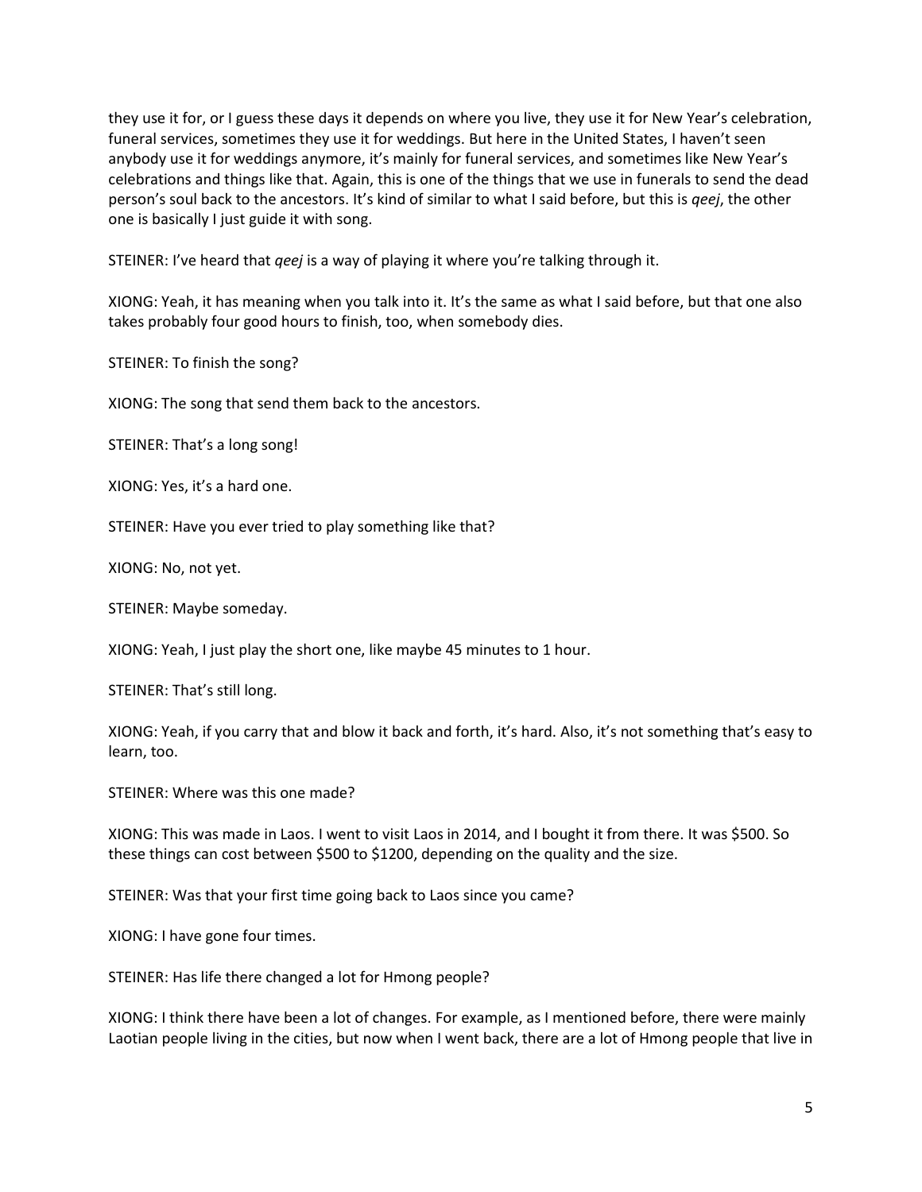they use it for, or I guess these days it depends on where you live, they use it for New Year's celebration, funeral services, sometimes they use it for weddings. But here in the United States, I haven't seen anybody use it for weddings anymore, it's mainly for funeral services, and sometimes like New Year's celebrations and things like that. Again, this is one of the things that we use in funerals to send the dead person's soul back to the ancestors. It's kind of similar to what I said before, but this is *qeej*, the other one is basically I just guide it with song.

STEINER: I've heard that *qeej* is a way of playing it where you're talking through it.

XIONG: Yeah, it has meaning when you talk into it. It's the same as what I said before, but that one also takes probably four good hours to finish, too, when somebody dies.

STEINER: To finish the song?

XIONG: The song that send them back to the ancestors.

STEINER: That's a long song!

XIONG: Yes, it's a hard one.

STEINER: Have you ever tried to play something like that?

XIONG: No, not yet.

STEINER: Maybe someday.

XIONG: Yeah, I just play the short one, like maybe 45 minutes to 1 hour.

STEINER: That's still long.

XIONG: Yeah, if you carry that and blow it back and forth, it's hard. Also, it's not something that's easy to learn, too.

STEINER: Where was this one made?

XIONG: This was made in Laos. I went to visit Laos in 2014, and I bought it from there. It was $500. So these things can cost between $500 to $1200, depending on the quality and the size.

STEINER: Was that your first time going back to Laos since you came?

XIONG: I have gone four times.

STEINER: Has life there changed a lot for Hmong people?

XIONG: I think there have been a lot of changes. For example, as I mentioned before, there were mainly Laotian people living in the cities, but now when I went back, there are a lot of Hmong people that live in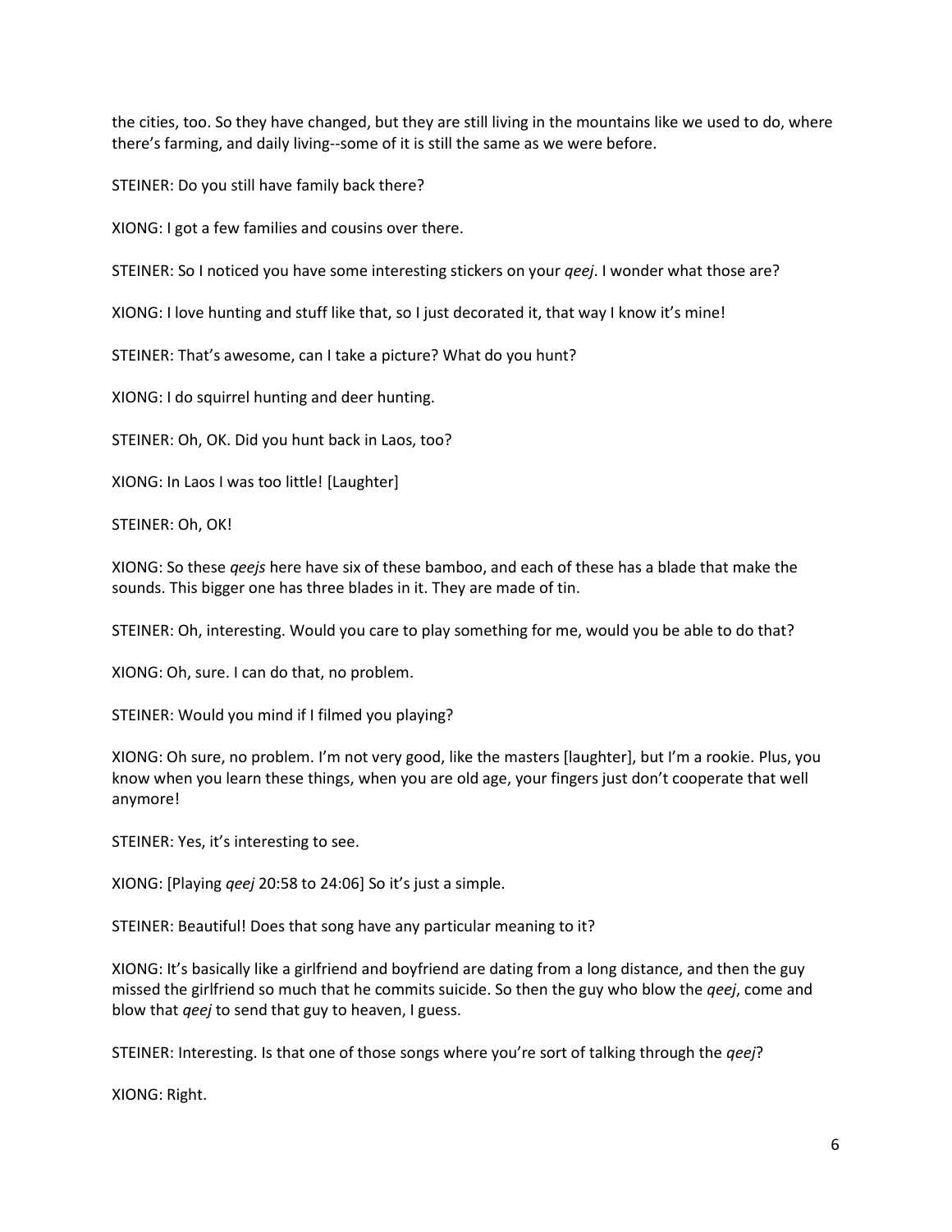the cities, too. So they have changed, but they are still living in the mountains like we used to do, where there's farming, and daily living--some of it is still the same as we were before.

STEINER: Do you still have family back there?

XIONG: I got a few families and cousins over there.

STEINER: So I noticed you have some interesting stickers on your *qeej*. I wonder what those are?

XIONG: I love hunting and stuff like that, so I just decorated it, that way I know it's mine!

STEINER: That's awesome, can I take a picture? What do you hunt?

XIONG: I do squirrel hunting and deer hunting.

STEINER: Oh, OK. Did you hunt back in Laos, too?

XIONG: In Laos I was too little! [Laughter]

STEINER: Oh, OK!

XIONG: So these *qeejs* here have six of these bamboo, and each of these has a blade that make the sounds. This bigger one has three blades in it. They are made of tin.

STEINER: Oh, interesting. Would you care to play something for me, would you be able to do that?

XIONG: Oh, sure. I can do that, no problem.

STEINER: Would you mind if I filmed you playing?

XIONG: Oh sure, no problem. I'm not very good, like the masters [laughter], but I'm a rookie. Plus, you know when you learn these things, when you are old age, your fingers just don't cooperate that well anymore!

STEINER: Yes, it's interesting to see.

XIONG: [Playing *qeej* 20:58 to 24:06] So it's just a simple.

STEINER: Beautiful! Does that song have any particular meaning to it?

XIONG: It's basically like a girlfriend and boyfriend are dating from a long distance, and then the guy missed the girlfriend so much that he commits suicide. So then the guy who blow the *qeej*, come and blow that *qeej* to send that guy to heaven, I guess.

STEINER: Interesting. Is that one of those songs where you're sort of talking through the *qeej*?

XIONG: Right.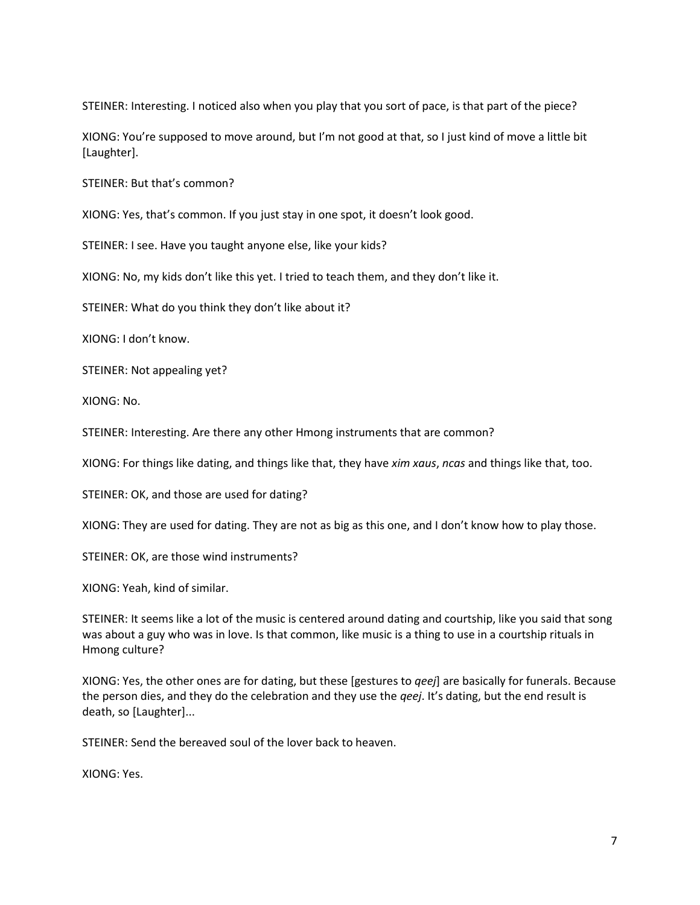STEINER: Interesting. I noticed also when you play that you sort of pace, is that part of the piece?

XIONG: You're supposed to move around, but I'm not good at that, so I just kind of move a little bit [Laughter].

STEINER: But that's common?

XIONG: Yes, that's common. If you just stay in one spot, it doesn't look good.

STEINER: I see. Have you taught anyone else, like your kids?

XIONG: No, my kids don't like this yet. I tried to teach them, and they don't like it.

STEINER: What do you think they don't like about it?

XIONG: I don't know.

STEINER: Not appealing yet?

XIONG: No.

STEINER: Interesting. Are there any other Hmong instruments that are common?

XIONG: For things like dating, and things like that, they have *xim xaus*, *ncas* and things like that, too.

STEINER: OK, and those are used for dating?

XIONG: They are used for dating. They are not as big as this one, and I don't know how to play those.

STEINER: OK, are those wind instruments?

XIONG: Yeah, kind of similar.

STEINER: It seems like a lot of the music is centered around dating and courtship, like you said that song was about a guy who was in love. Is that common, like music is a thing to use in a courtship rituals in Hmong culture?

XIONG: Yes, the other ones are for dating, but these [gestures to *qeej*] are basically for funerals. Because the person dies, and they do the celebration and they use the *qeej*. It's dating, but the end result is death, so [Laughter]...

STEINER: Send the bereaved soul of the lover back to heaven.

XIONG: Yes.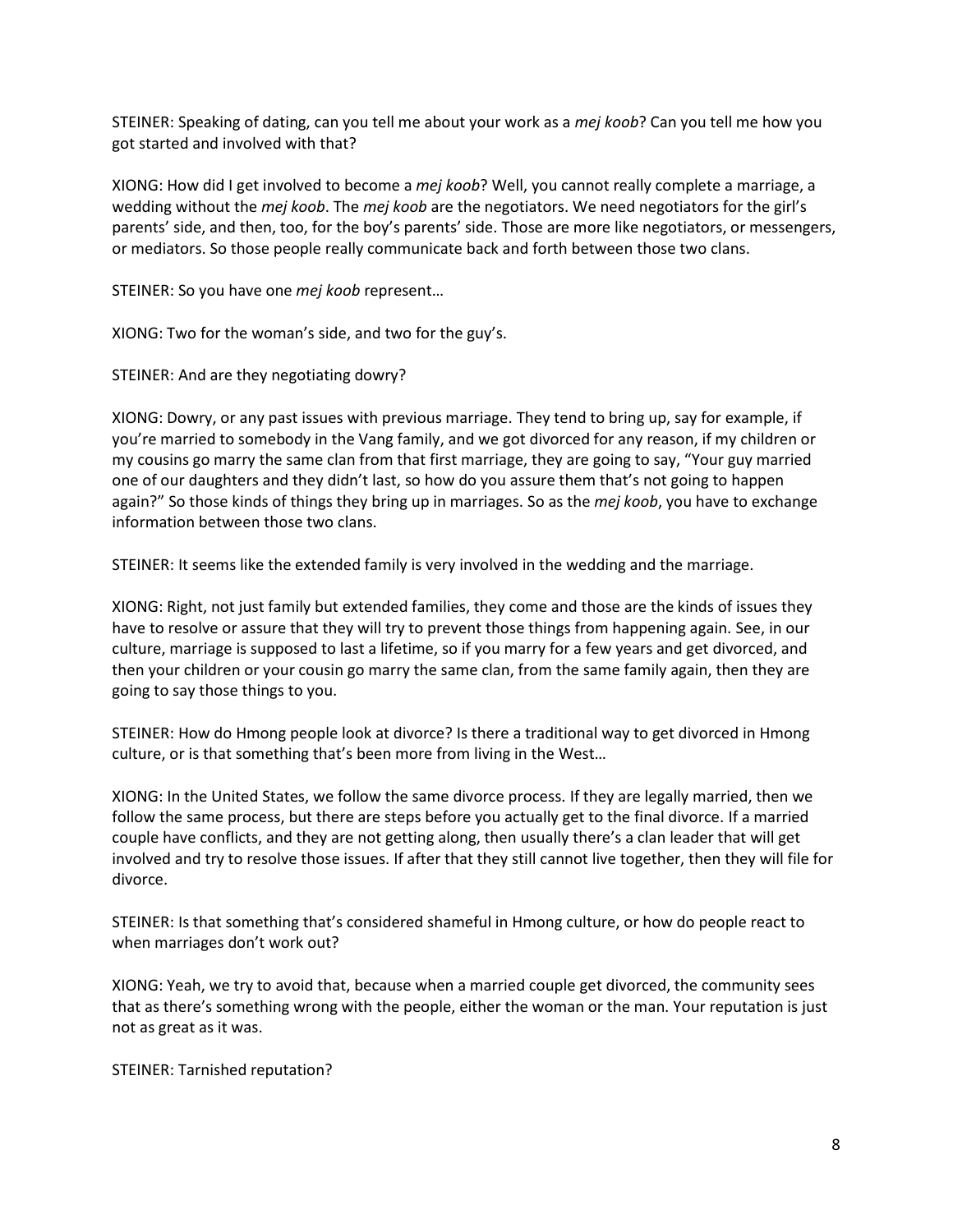STEINER: Speaking of dating, can you tell me about your work as a *mej koob*? Can you tell me how you got started and involved with that?

XIONG: How did I get involved to become a *mej koob*? Well, you cannot really complete a marriage, a wedding without the *mej koob*. The *mej koob* are the negotiators. We need negotiators for the girl's parents' side, and then, too, for the boy's parents' side. Those are more like negotiators, or messengers, or mediators. So those people really communicate back and forth between those two clans.

STEINER: So you have one *mej koob* represent…

XIONG: Two for the woman's side, and two for the guy's.

STEINER: And are they negotiating dowry?

XIONG: Dowry, or any past issues with previous marriage. They tend to bring up, say for example, if you're married to somebody in the Vang family, and we got divorced for any reason, if my children or my cousins go marry the same clan from that first marriage, they are going to say, "Your guy married one of our daughters and they didn't last, so how do you assure them that's not going to happen again?" So those kinds of things they bring up in marriages. So as the *mej koob*, you have to exchange information between those two clans.

STEINER: It seems like the extended family is very involved in the wedding and the marriage.

XIONG: Right, not just family but extended families, they come and those are the kinds of issues they have to resolve or assure that they will try to prevent those things from happening again. See, in our culture, marriage is supposed to last a lifetime, so if you marry for a few years and get divorced, and then your children or your cousin go marry the same clan, from the same family again, then they are going to say those things to you.

STEINER: How do Hmong people look at divorce? Is there a traditional way to get divorced in Hmong culture, or is that something that's been more from living in the West…

XIONG: In the United States, we follow the same divorce process. If they are legally married, then we follow the same process, but there are steps before you actually get to the final divorce. If a married couple have conflicts, and they are not getting along, then usually there's a clan leader that will get involved and try to resolve those issues. If after that they still cannot live together, then they will file for divorce.

STEINER: Is that something that's considered shameful in Hmong culture, or how do people react to when marriages don't work out?

XIONG: Yeah, we try to avoid that, because when a married couple get divorced, the community sees that as there's something wrong with the people, either the woman or the man. Your reputation is just not as great as it was.

STEINER: Tarnished reputation?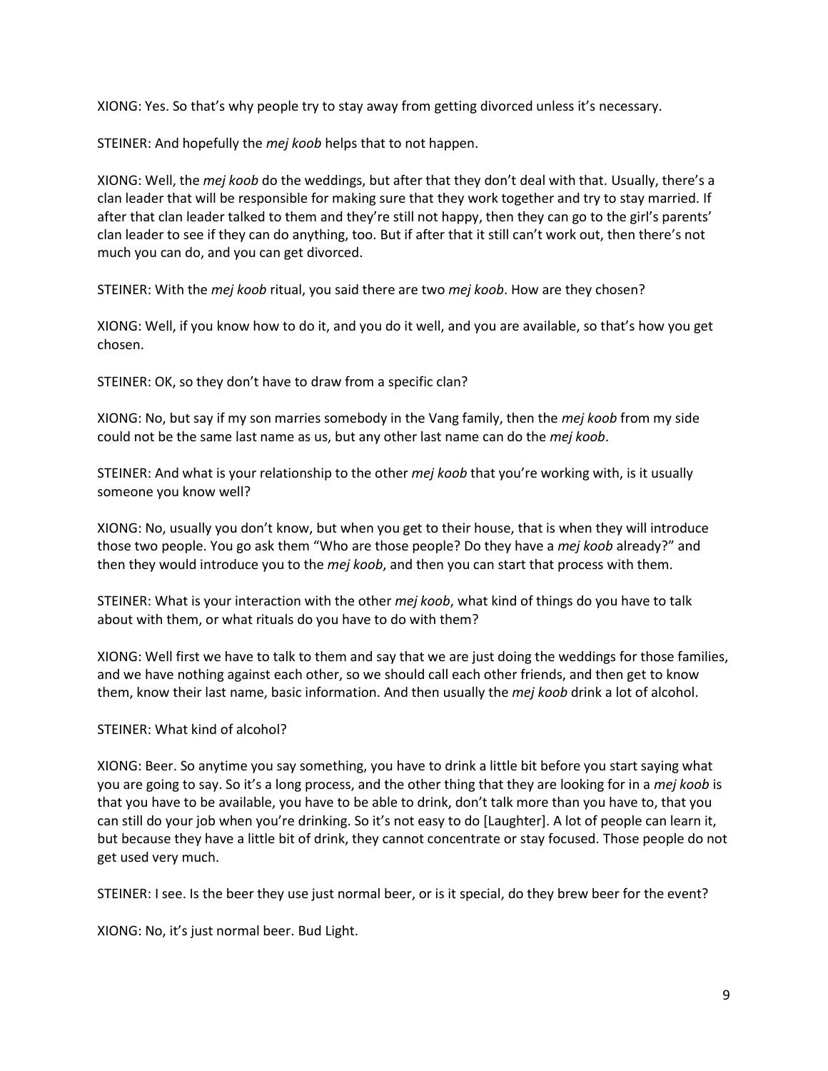XIONG: Yes. So that's why people try to stay away from getting divorced unless it's necessary.

STEINER: And hopefully the *mej koob* helps that to not happen.

XIONG: Well, the *mej koob* do the weddings, but after that they don't deal with that. Usually, there's a clan leader that will be responsible for making sure that they work together and try to stay married. If after that clan leader talked to them and they're still not happy, then they can go to the girl's parents' clan leader to see if they can do anything, too. But if after that it still can't work out, then there's not much you can do, and you can get divorced.

STEINER: With the *mej koob* ritual, you said there are two *mej koob*. How are they chosen?

XIONG: Well, if you know how to do it, and you do it well, and you are available, so that's how you get chosen.

STEINER: OK, so they don't have to draw from a specific clan?

XIONG: No, but say if my son marries somebody in the Vang family, then the *mej koob* from my side could not be the same last name as us, but any other last name can do the *mej koob*.

STEINER: And what is your relationship to the other *mej koob* that you're working with, is it usually someone you know well?

XIONG: No, usually you don't know, but when you get to their house, that is when they will introduce those two people. You go ask them "Who are those people? Do they have a *mej koob* already?" and then they would introduce you to the *mej koob*, and then you can start that process with them.

STEINER: What is your interaction with the other *mej koob*, what kind of things do you have to talk about with them, or what rituals do you have to do with them?

XIONG: Well first we have to talk to them and say that we are just doing the weddings for those families, and we have nothing against each other, so we should call each other friends, and then get to know them, know their last name, basic information. And then usually the *mej koob* drink a lot of alcohol.

STEINER: What kind of alcohol?

XIONG: Beer. So anytime you say something, you have to drink a little bit before you start saying what you are going to say. So it's a long process, and the other thing that they are looking for in a *mej koob* is that you have to be available, you have to be able to drink, don't talk more than you have to, that you can still do your job when you're drinking. So it's not easy to do [Laughter]. A lot of people can learn it, but because they have a little bit of drink, they cannot concentrate or stay focused. Those people do not get used very much.

STEINER: I see. Is the beer they use just normal beer, or is it special, do they brew beer for the event?

XIONG: No, it's just normal beer. Bud Light.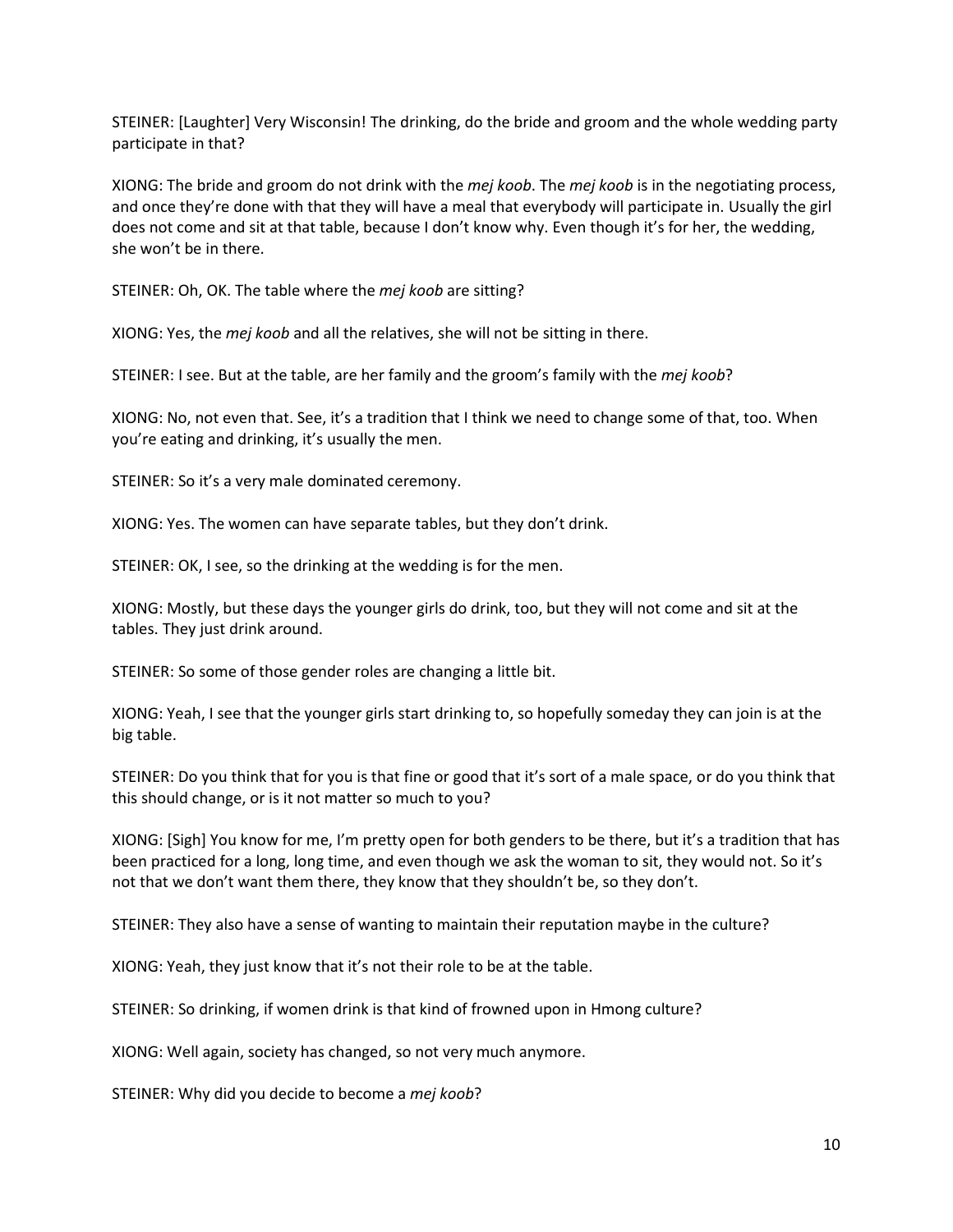STEINER: [Laughter] Very Wisconsin! The drinking, do the bride and groom and the whole wedding party participate in that?

XIONG: The bride and groom do not drink with the *mej koob*. The *mej koob* is in the negotiating process, and once they're done with that they will have a meal that everybody will participate in. Usually the girl does not come and sit at that table, because I don't know why. Even though it's for her, the wedding, she won't be in there.

STEINER: Oh, OK. The table where the *mej koob* are sitting?

XIONG: Yes, the *mej koob* and all the relatives, she will not be sitting in there.

STEINER: I see. But at the table, are her family and the groom's family with the *mej koob*?

XIONG: No, not even that. See, it's a tradition that I think we need to change some of that, too. When you're eating and drinking, it's usually the men.

STEINER: So it's a very male dominated ceremony.

XIONG: Yes. The women can have separate tables, but they don't drink.

STEINER: OK, I see, so the drinking at the wedding is for the men.

XIONG: Mostly, but these days the younger girls do drink, too, but they will not come and sit at the tables. They just drink around.

STEINER: So some of those gender roles are changing a little bit.

XIONG: Yeah, I see that the younger girls start drinking to, so hopefully someday they can join is at the big table.

STEINER: Do you think that for you is that fine or good that it's sort of a male space, or do you think that this should change, or is it not matter so much to you?

XIONG: [Sigh] You know for me, I'm pretty open for both genders to be there, but it's a tradition that has been practiced for a long, long time, and even though we ask the woman to sit, they would not. So it's not that we don't want them there, they know that they shouldn't be, so they don't.

STEINER: They also have a sense of wanting to maintain their reputation maybe in the culture?

XIONG: Yeah, they just know that it's not their role to be at the table.

STEINER: So drinking, if women drink is that kind of frowned upon in Hmong culture?

XIONG: Well again, society has changed, so not very much anymore.

STEINER: Why did you decide to become a *mej koob*?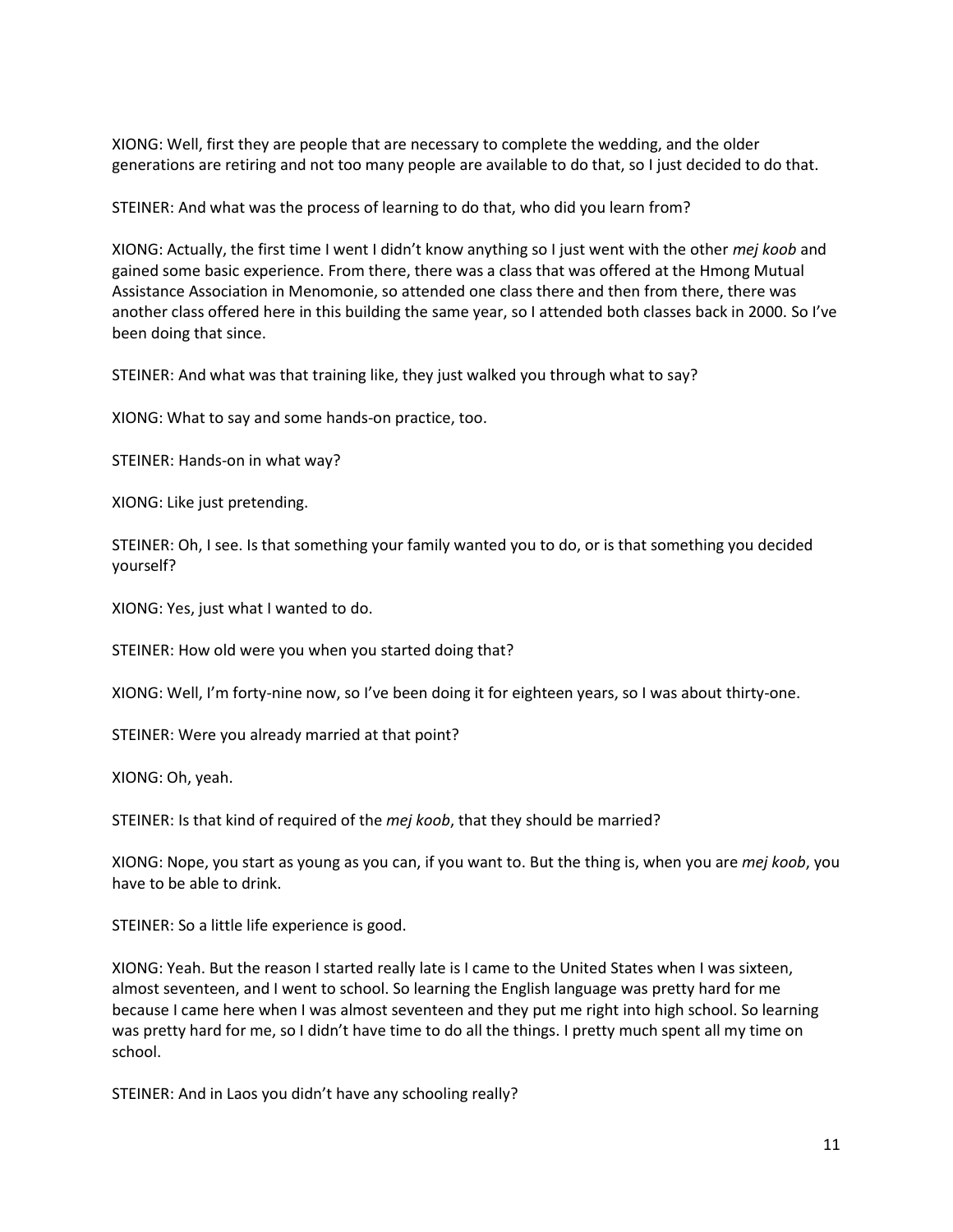XIONG: Well, first they are people that are necessary to complete the wedding, and the older generations are retiring and not too many people are available to do that, so I just decided to do that.

STEINER: And what was the process of learning to do that, who did you learn from?

XIONG: Actually, the first time I went I didn't know anything so I just went with the other *mej koob* and gained some basic experience. From there, there was a class that was offered at the Hmong Mutual Assistance Association in Menomonie, so attended one class there and then from there, there was another class offered here in this building the same year, so I attended both classes back in 2000. So I've been doing that since.

STEINER: And what was that training like, they just walked you through what to say?

XIONG: What to say and some hands-on practice, too.

STEINER: Hands-on in what way?

XIONG: Like just pretending.

STEINER: Oh, I see. Is that something your family wanted you to do, or is that something you decided yourself?

XIONG: Yes, just what I wanted to do.

STEINER: How old were you when you started doing that?

XIONG: Well, I'm forty-nine now, so I've been doing it for eighteen years, so I was about thirty-one.

STEINER: Were you already married at that point?

XIONG: Oh, yeah.

STEINER: Is that kind of required of the *mej koob*, that they should be married?

XIONG: Nope, you start as young as you can, if you want to. But the thing is, when you are *mej koob*, you have to be able to drink.

STEINER: So a little life experience is good.

XIONG: Yeah. But the reason I started really late is I came to the United States when I was sixteen, almost seventeen, and I went to school. So learning the English language was pretty hard for me because I came here when I was almost seventeen and they put me right into high school. So learning was pretty hard for me, so I didn't have time to do all the things. I pretty much spent all my time on school.

STEINER: And in Laos you didn't have any schooling really?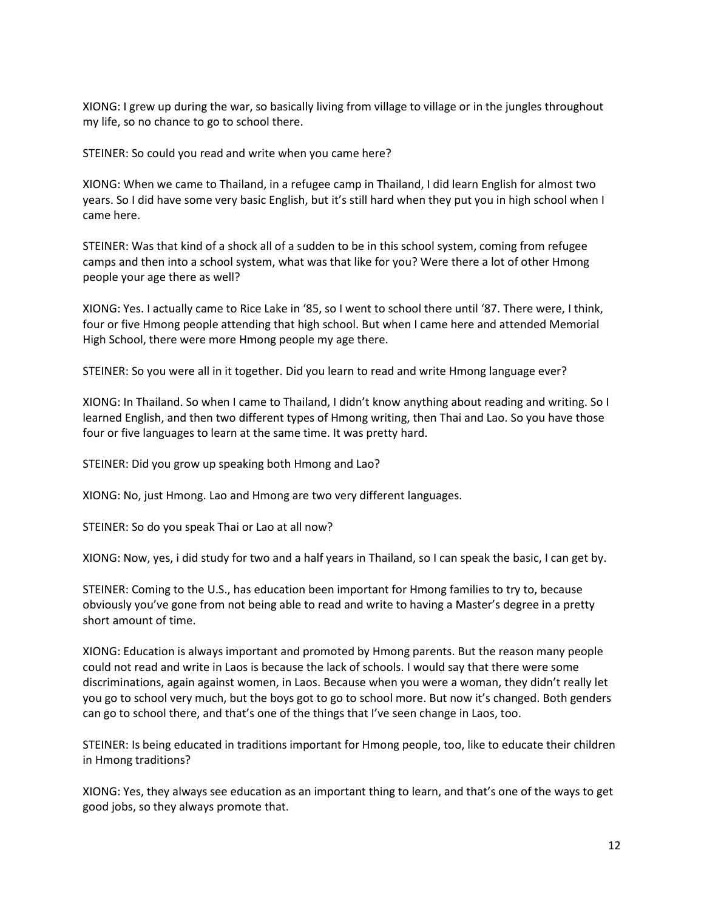XIONG: I grew up during the war, so basically living from village to village or in the jungles throughout my life, so no chance to go to school there.

STEINER: So could you read and write when you came here?

XIONG: When we came to Thailand, in a refugee camp in Thailand, I did learn English for almost two years. So I did have some very basic English, but it's still hard when they put you in high school when I came here.

STEINER: Was that kind of a shock all of a sudden to be in this school system, coming from refugee camps and then into a school system, what was that like for you? Were there a lot of other Hmong people your age there as well?

XIONG: Yes. I actually came to Rice Lake in '85, so I went to school there until '87. There were, I think, four or five Hmong people attending that high school. But when I came here and attended Memorial High School, there were more Hmong people my age there.

STEINER: So you were all in it together. Did you learn to read and write Hmong language ever?

XIONG: In Thailand. So when I came to Thailand, I didn't know anything about reading and writing. So I learned English, and then two different types of Hmong writing, then Thai and Lao. So you have those four or five languages to learn at the same time. It was pretty hard.

STEINER: Did you grow up speaking both Hmong and Lao?

XIONG: No, just Hmong. Lao and Hmong are two very different languages.

STEINER: So do you speak Thai or Lao at all now?

XIONG: Now, yes, i did study for two and a half years in Thailand, so I can speak the basic, I can get by.

STEINER: Coming to the U.S., has education been important for Hmong families to try to, because obviously you've gone from not being able to read and write to having a Master's degree in a pretty short amount of time.

XIONG: Education is always important and promoted by Hmong parents. But the reason many people could not read and write in Laos is because the lack of schools. I would say that there were some discriminations, again against women, in Laos. Because when you were a woman, they didn't really let you go to school very much, but the boys got to go to school more. But now it's changed. Both genders can go to school there, and that's one of the things that I've seen change in Laos, too.

STEINER: Is being educated in traditions important for Hmong people, too, like to educate their children in Hmong traditions?

XIONG: Yes, they always see education as an important thing to learn, and that's one of the ways to get good jobs, so they always promote that.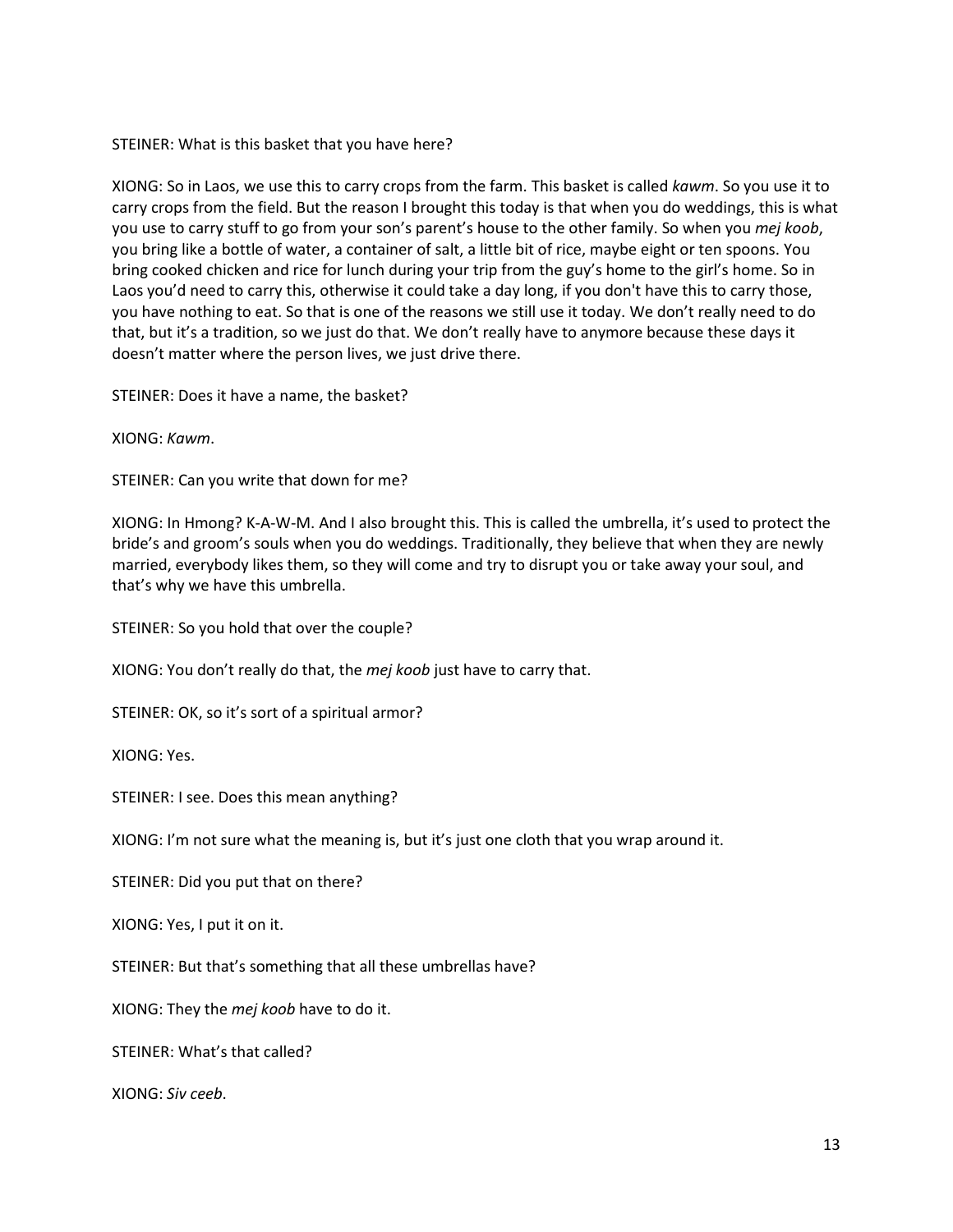STEINER: What is this basket that you have here?

XIONG: So in Laos, we use this to carry crops from the farm. This basket is called *kawm*. So you use it to carry crops from the field. But the reason I brought this today is that when you do weddings, this is what you use to carry stuff to go from your son's parent's house to the other family. So when you *mej koob*, you bring like a bottle of water, a container of salt, a little bit of rice, maybe eight or ten spoons. You bring cooked chicken and rice for lunch during your trip from the guy's home to the girl's home. So in Laos you'd need to carry this, otherwise it could take a day long, if you don't have this to carry those, you have nothing to eat. So that is one of the reasons we still use it today. We don't really need to do that, but it's a tradition, so we just do that. We don't really have to anymore because these days it doesn't matter where the person lives, we just drive there.

STEINER: Does it have a name, the basket?

XIONG: *Kawm*.

STEINER: Can you write that down for me?

XIONG: In Hmong? K-A-W-M. And I also brought this. This is called the umbrella, it's used to protect the bride's and groom's souls when you do weddings. Traditionally, they believe that when they are newly married, everybody likes them, so they will come and try to disrupt you or take away your soul, and that's why we have this umbrella.

STEINER: So you hold that over the couple?

XIONG: You don't really do that, the *mej koob* just have to carry that.

STEINER: OK, so it's sort of a spiritual armor?

XIONG: Yes.

STEINER: I see. Does this mean anything?

XIONG: I'm not sure what the meaning is, but it's just one cloth that you wrap around it.

STEINER: Did you put that on there?

XIONG: Yes, I put it on it.

STEINER: But that's something that all these umbrellas have?

XIONG: They the *mej koob* have to do it.

STEINER: What's that called?

XIONG: *Siv ceeb*.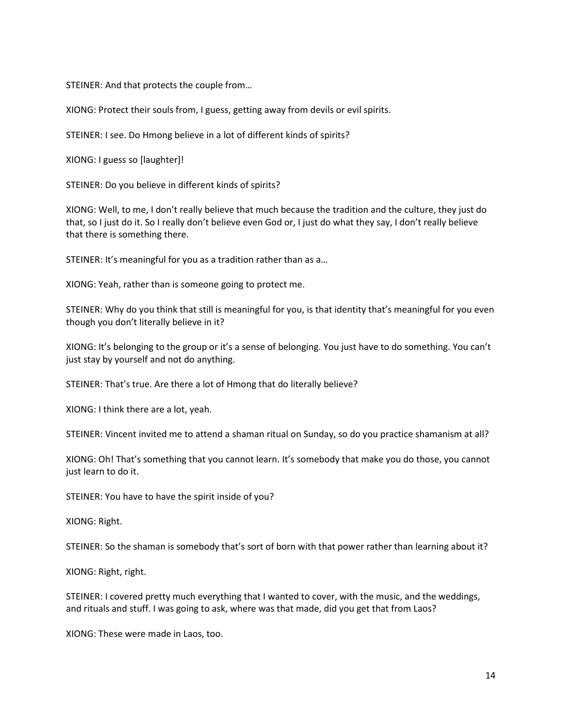STEINER: And that protects the couple from…

XIONG: Protect their souls from, I guess, getting away from devils or evil spirits.

STEINER: I see. Do Hmong believe in a lot of different kinds of spirits?

XIONG: I guess so [laughter]!

STEINER: Do you believe in different kinds of spirits?

XIONG: Well, to me, I don't really believe that much because the tradition and the culture, they just do that, so I just do it. So I really don't believe even God or, I just do what they say, I don't really believe that there is something there.

STEINER: It's meaningful for you as a tradition rather than as a…

XIONG: Yeah, rather than is someone going to protect me.

STEINER: Why do you think that still is meaningful for you, is that identity that's meaningful for you even though you don't literally believe in it?

XIONG: It's belonging to the group or it's a sense of belonging. You just have to do something. You can't just stay by yourself and not do anything.

STEINER: That's true. Are there a lot of Hmong that do literally believe?

XIONG: I think there are a lot, yeah.

STEINER: Vincent invited me to attend a shaman ritual on Sunday, so do you practice shamanism at all?

XIONG: Oh! That's something that you cannot learn. It's somebody that make you do those, you cannot just learn to do it.

STEINER: You have to have the spirit inside of you?

XIONG: Right.

STEINER: So the shaman is somebody that's sort of born with that power rather than learning about it?

XIONG: Right, right.

STEINER: I covered pretty much everything that I wanted to cover, with the music, and the weddings, and rituals and stuff. I was going to ask, where was that made, did you get that from Laos?

XIONG: These were made in Laos, too.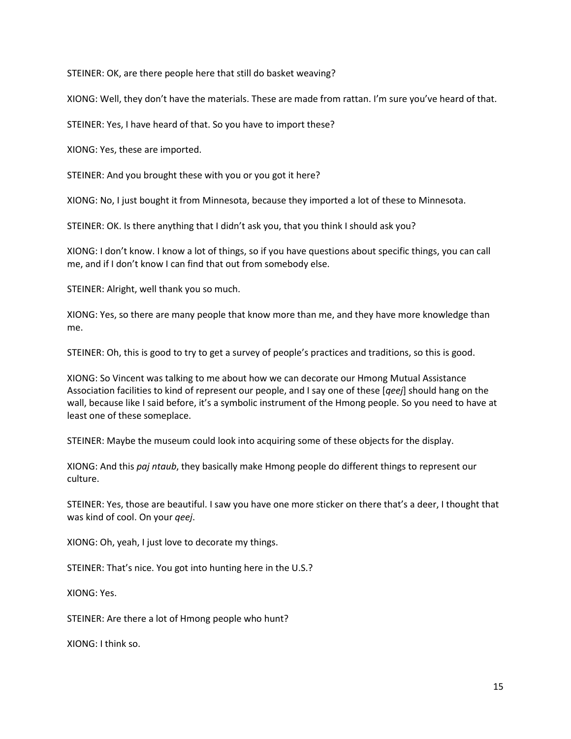STEINER: OK, are there people here that still do basket weaving?

XIONG: Well, they don't have the materials. These are made from rattan. I'm sure you've heard of that.

STEINER: Yes, I have heard of that. So you have to import these?

XIONG: Yes, these are imported.

STEINER: And you brought these with you or you got it here?

XIONG: No, I just bought it from Minnesota, because they imported a lot of these to Minnesota.

STEINER: OK. Is there anything that I didn't ask you, that you think I should ask you?

XIONG: I don't know. I know a lot of things, so if you have questions about specific things, you can call me, and if I don't know I can find that out from somebody else.

STEINER: Alright, well thank you so much.

XIONG: Yes, so there are many people that know more than me, and they have more knowledge than me.

STEINER: Oh, this is good to try to get a survey of people's practices and traditions, so this is good.

XIONG: So Vincent was talking to me about how we can decorate our Hmong Mutual Assistance Association facilities to kind of represent our people, and I say one of these [*qeej*] should hang on the wall, because like I said before, it's a symbolic instrument of the Hmong people. So you need to have at least one of these someplace.

STEINER: Maybe the museum could look into acquiring some of these objects for the display.

XIONG: And this *paj ntaub*, they basically make Hmong people do different things to represent our culture.

STEINER: Yes, those are beautiful. I saw you have one more sticker on there that's a deer, I thought that was kind of cool. On your *qeej*.

XIONG: Oh, yeah, I just love to decorate my things.

STEINER: That's nice. You got into hunting here in the U.S.?

XIONG: Yes.

STEINER: Are there a lot of Hmong people who hunt?

XIONG: I think so.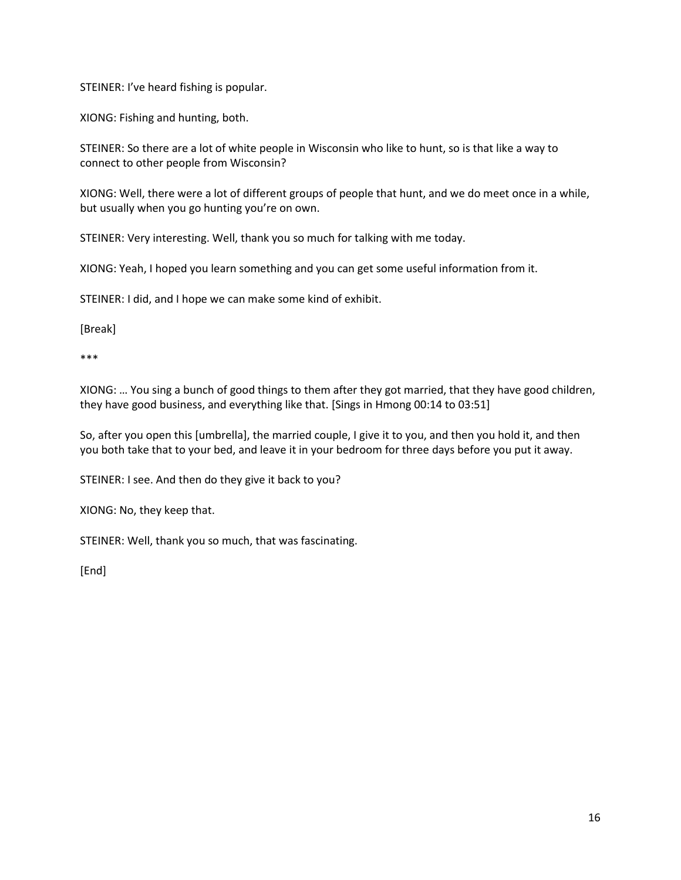STEINER: I've heard fishing is popular.

XIONG: Fishing and hunting, both.

STEINER: So there are a lot of white people in Wisconsin who like to hunt, so is that like a way to connect to other people from Wisconsin?

XIONG: Well, there were a lot of different groups of people that hunt, and we do meet once in a while, but usually when you go hunting you're on own.

STEINER: Very interesting. Well, thank you so much for talking with me today.

XIONG: Yeah, I hoped you learn something and you can get some useful information from it.

STEINER: I did, and I hope we can make some kind of exhibit.

[Break]

***

XIONG: … You sing a bunch of good things to them after they got married, that they have good children, they have good business, and everything like that. [Sings in Hmong 00:14 to 03:51]

So, after you open this [umbrella], the married couple, I give it to you, and then you hold it, and then you both take that to your bed, and leave it in your bedroom for three days before you put it away.

STEINER: I see. And then do they give it back to you?

XIONG: No, they keep that.

STEINER: Well, thank you so much, that was fascinating.

[End]